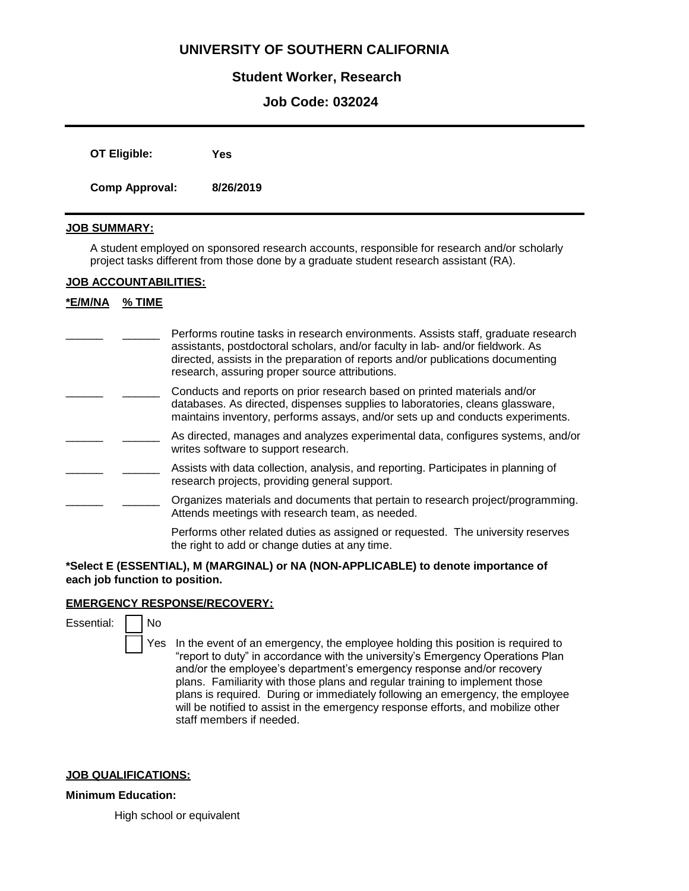# UNIVERSITY OF SOUTHERN CALIFORNIA

## Student Worker, Research

## Job Code: 032024

---

**OT Eligible:** **Yes**

**Comp Approval:** **8/26/2019**

---

**JOB SUMMARY:**

A student employed on sponsored research accounts, responsible for research and/or scholarly project tasks different from those done by a graduate student research assistant (RA).

**JOB ACCOUNTABILITIES:**

| *E/M/NA | % TIME | |
|---|---|---|
| ______ | ______ | Performs routine tasks in research environments. Assists staff, graduate research assistants, postdoctoral scholars, and/or faculty in lab- and/or fieldwork. As directed, assists in the preparation of reports and/or publications documenting research, assuring proper source attributions. |
| ______ | ______ | Conducts and reports on prior research based on printed materials and/or databases. As directed, dispenses supplies to laboratories, cleans glassware, maintains inventory, performs assays, and/or sets up and conducts experiments. |
| ______ | ______ | As directed, manages and analyzes experimental data, configures systems, and/or writes software to support research. |
| ______ | ______ | Assists with data collection, analysis, and reporting. Participates in planning of research projects, providing general support. |
| ______ | ______ | Organizes materials and documents that pertain to research project/programming. Attends meetings with research team, as needed. |
| | | Performs other related duties as assigned or requested. The university reserves the right to add or change duties at any time. |

**\*Select E (ESSENTIAL), M (MARGINAL) or NA (NON-APPLICABLE) to denote importance of each job function to position.**

**EMERGENCY RESPONSE/RECOVERY:**

Essential: ☐ No

☐ Yes In the event of an emergency, the employee holding this position is required to "report to duty" in accordance with the university's Emergency Operations Plan and/or the employee's department's emergency response and/or recovery plans. Familiarity with those plans and regular training to implement those plans is required. During or immediately following an emergency, the employee will be notified to assist in the emergency response efforts, and mobilize other staff members if needed.

**JOB QUALIFICATIONS:**

**Minimum Education:**

High school or equivalent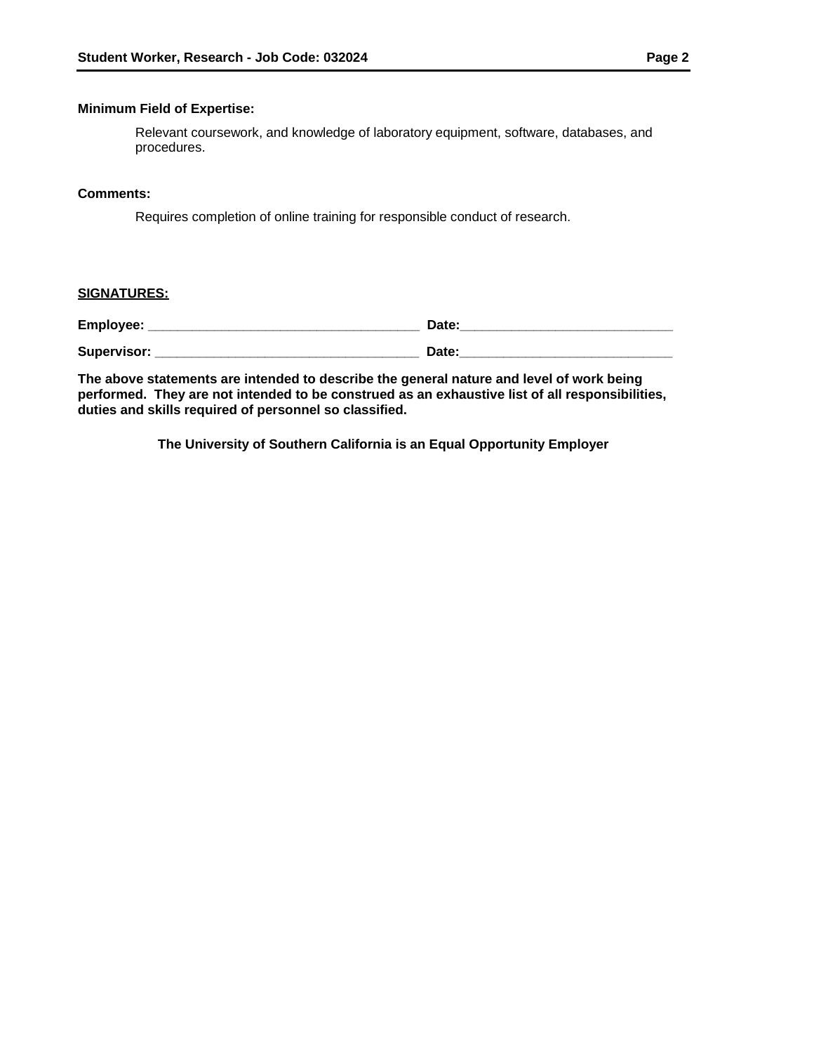**Minimum Field of Expertise:**

Relevant coursework, and knowledge of laboratory equipment, software, databases, and procedures.

**Comments:**

Requires completion of online training for responsible conduct of research.

**SIGNATURES:**

**Employee:** ____________________________________ **Date:**____________________________

**Supervisor:** ___________________________________ **Date:**____________________________

**The above statements are intended to describe the general nature and level of work being performed. They are not intended to be construed as an exhaustive list of all responsibilities, duties and skills required of personnel so classified.**

**The University of Southern California is an Equal Opportunity Employer**